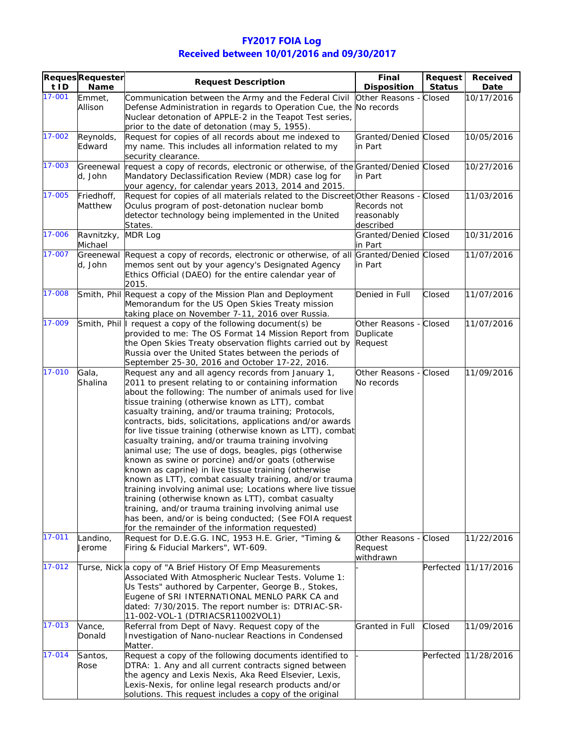# FY2017 FOIA Log
## Received between 10/01/2016 and 09/30/2017

| Request ID | Requester Name | Request Description | Final Disposition | Request Status | Received Date |
|---|---|---|---|---|---|
| 17-001 | Emmet, Allison | Communication between the Army and the Federal Civil Defense Administration in regards to Operation Cue, the Nuclear detonation of APPLE-2 in the Teapot Test series, prior to the date of detonation (may 5, 1955). | Other Reasons - No records | Closed | 10/17/2016 |
| 17-002 | Reynolds, Edward | Request for copies of all records about me indexed to my name. This includes all information related to my security clearance. | Granted/Denied in Part | Closed | 10/05/2016 |
| 17-003 | Greenewald, John | request a copy of records, electronic or otherwise, of the Mandatory Declassification Review (MDR) case log for your agency, for calendar years 2013, 2014 and 2015. | Granted/Denied in Part | Closed | 10/27/2016 |
| 17-005 | Friedhoff, Matthew | Request for copies of all materials related to the Discreet Oculus program of post-detonation nuclear bomb detector technology being implemented in the United States. | Other Reasons - Records not reasonably described | Closed | 11/03/2016 |
| 17-006 | Ravnitzky, Michael | MDR Log | Granted/Denied in Part | Closed | 10/31/2016 |
| 17-007 | Greenewald, John | Request a copy of records, electronic or otherwise, of all memos sent out by your agency's Designated Agency Ethics Official (DAEO) for the entire calendar year of 2015. | Granted/Denied in Part | Closed | 11/07/2016 |
| 17-008 | Smith, Phil | Request a copy of the Mission Plan and Deployment Memorandum for the US Open Skies Treaty mission taking place on November 7-11, 2016 over Russia. | Denied in Full | Closed | 11/07/2016 |
| 17-009 | Smith, Phil | I request a copy of the following document(s) be provided to me: The OS Format 14 Mission Report from the Open Skies Treaty observation flights carried out by Russia over the United States between the periods of September 25-30, 2016 and October 17-22, 2016. | Other Reasons - Duplicate Request | Closed | 11/07/2016 |
| 17-010 | Gala, Shalina | Request any and all agency records from January 1, 2011 to present relating to or containing information about the following: The number of animals used for live tissue training (otherwise known as LTT), combat casualty training, and/or trauma training; Protocols, contracts, bids, solicitations, applications and/or awards for live tissue training (otherwise known as LTT), combat casualty training, and/or trauma training involving animal use; The use of dogs, beagles, pigs (otherwise known as swine or porcine) and/or goats (otherwise known as caprine) in live tissue training (otherwise known as LTT), combat casualty training, and/or trauma training involving animal use; Locations where live tissue training (otherwise known as LTT), combat casualty training, and/or trauma training involving animal use has been, and/or is being conducted; (See FOIA request for the remainder of the information requested) | Other Reasons - No records | Closed | 11/09/2016 |
| 17-011 | Landino, Jerome | Request for D.E.G.G. INC, 1953 H.E. Grier, "Timing & Firing & Fiducial Markers", WT-609. | Other Reasons - Request withdrawn | Closed | 11/22/2016 |
| 17-012 | Turse, Nick | a copy of "A Brief History Of Emp Measurements Associated With Atmospheric Nuclear Tests. Volume 1: Us Tests" authored by Carpenter, George B., Stokes, Eugene of SRI INTERNATIONAL MENLO PARK CA and dated: 7/30/2015. The report number is: DTRIAC-SR-11-002-VOL-1 (DTRIACSR11002VOL1) | - | Perfected | 11/17/2016 |
| 17-013 | Vance, Donald | Referral from Dept of Navy. Request copy of the Investigation of Nano-nuclear Reactions in Condensed Matter. | Granted in Full | Closed | 11/09/2016 |
| 17-014 | Santos, Rose | Request a copy of the following documents identified to DTRA: 1. Any and all current contracts signed between the agency and Lexis Nexis, Aka Reed Elsevier, Lexis, Lexis-Nexis, for online legal research products and/or solutions. This request includes a copy of the original | - | Perfected | 11/28/2016 |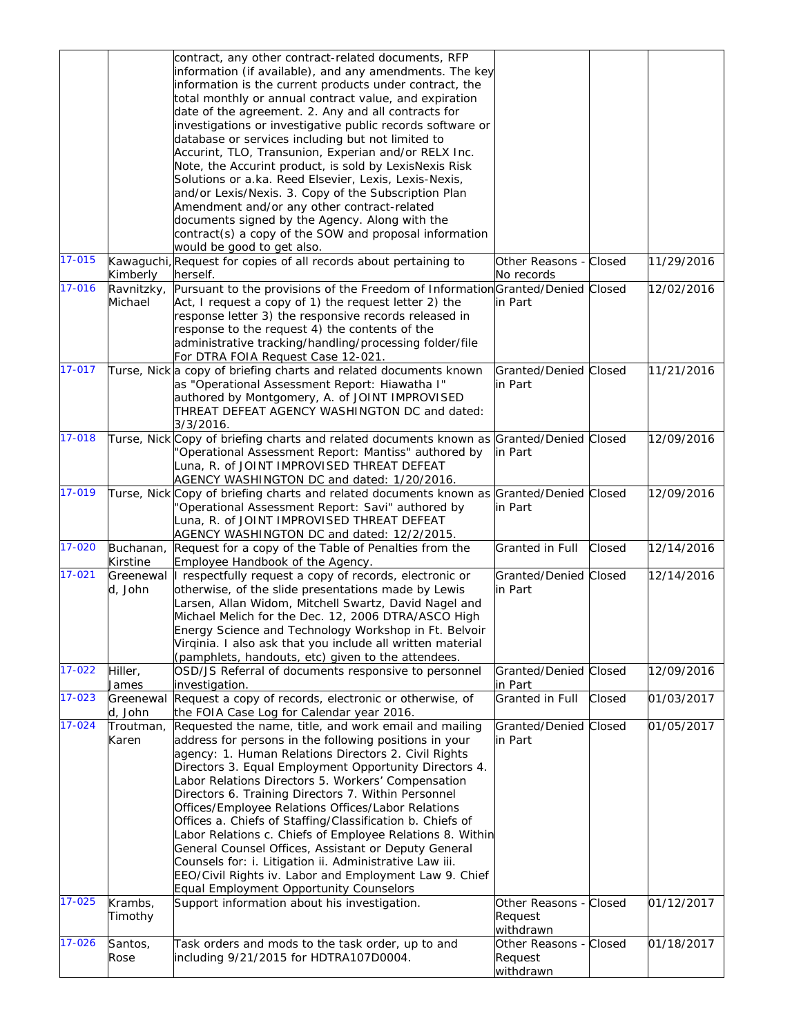| | | | | | |
|---|---|---|---|---|---|
| | | contract, any other contract-related documents, RFP information (if available), and any amendments. The key information is the current products under contract, the total monthly or annual contract value, and expiration date of the agreement. 2. Any and all contracts for investigations or investigative public records software or database or services including but not limited to Accurint, TLO, Transunion, Experian and/or RELX Inc. Note, the Accurint product, is sold by LexisNexis Risk Solutions or a.ka. Reed Elsevier, Lexis, Lexis-Nexis, and/or Lexis/Nexis. 3. Copy of the Subscription Plan Amendment and/or any other contract-related documents signed by the Agency. Along with the contract(s) a copy of the SOW and proposal information would be good to get also. | | | |
| 17-015 | Kawaguchi, Kimberly | Request for copies of all records about pertaining to herself. | Other Reasons - No records | Closed | 11/29/2016 |
| 17-016 | Ravnitzky, Michael | Pursuant to the provisions of the Freedom of Information Act, I request a copy of 1) the request letter 2) the response letter 3) the responsive records released in response to the request 4) the contents of the administrative tracking/handling/processing folder/file For DTRA FOIA Request Case 12-021. | Granted/Denied in Part | Closed | 12/02/2016 |
| 17-017 | Turse, Nick | a copy of briefing charts and related documents known as "Operational Assessment Report: Hiawatha I" authored by Montgomery, A. of JOINT IMPROVISED THREAT DEFEAT AGENCY WASHINGTON DC and dated: 3/3/2016. | Granted/Denied in Part | Closed | 11/21/2016 |
| 17-018 | Turse, Nick | Copy of briefing charts and related documents known as "Operational Assessment Report: Mantiss" authored by Luna, R. of JOINT IMPROVISED THREAT DEFEAT AGENCY WASHINGTON DC and dated: 1/20/2016. | Granted/Denied in Part | Closed | 12/09/2016 |
| 17-019 | Turse, Nick | Copy of briefing charts and related documents known as "Operational Assessment Report: Savi" authored by Luna, R. of JOINT IMPROVISED THREAT DEFEAT AGENCY WASHINGTON DC and dated: 12/2/2015. | Granted/Denied in Part | Closed | 12/09/2016 |
| 17-020 | Buchanan, Kirstine | Request for a copy of the Table of Penalties from the Employee Handbook of the Agency. | Granted in Full | Closed | 12/14/2016 |
| 17-021 | Greenewald, John | I respectfully request a copy of records, electronic or otherwise, of the slide presentations made by Lewis Larsen, Allan Widom, Mitchell Swartz, David Nagel and Michael Melich for the Dec. 12, 2006 DTRA/ASCO High Energy Science and Technology Workshop in Ft. Belvoir Virginia. I also ask that you include all written material (pamphlets, handouts, etc) given to the attendees. | Granted/Denied in Part | Closed | 12/14/2016 |
| 17-022 | Hiller, James | OSD/JS Referral of documents responsive to personnel investigation. | Granted/Denied in Part | Closed | 12/09/2016 |
| 17-023 | Greenewald, John | Request a copy of records, electronic or otherwise, of the FOIA Case Log for Calendar year 2016. | Granted in Full | Closed | 01/03/2017 |
| 17-024 | Troutman, Karen | Requested the name, title, and work email and mailing address for persons in the following positions in your agency: 1. Human Relations Directors 2. Civil Rights Directors 3. Equal Employment Opportunity Directors 4. Labor Relations Directors 5. Workers' Compensation Directors 6. Training Directors 7. Within Personnel Offices/Employee Relations Offices/Labor Relations Offices a. Chiefs of Staffing/Classification b. Chiefs of Labor Relations c. Chiefs of Employee Relations 8. Within General Counsel Offices, Assistant or Deputy General Counsels for: i. Litigation ii. Administrative Law iii. EEO/Civil Rights iv. Labor and Employment Law 9. Chief Equal Employment Opportunity Counselors | Granted/Denied in Part | Closed | 01/05/2017 |
| 17-025 | Krambs, Timothy | Support information about his investigation. | Other Reasons - Request withdrawn | Closed | 01/12/2017 |
| 17-026 | Santos, Rose | Task orders and mods to the task order, up to and including 9/21/2015 for HDTRA107D0004. | Other Reasons - Request withdrawn | Closed | 01/18/2017 |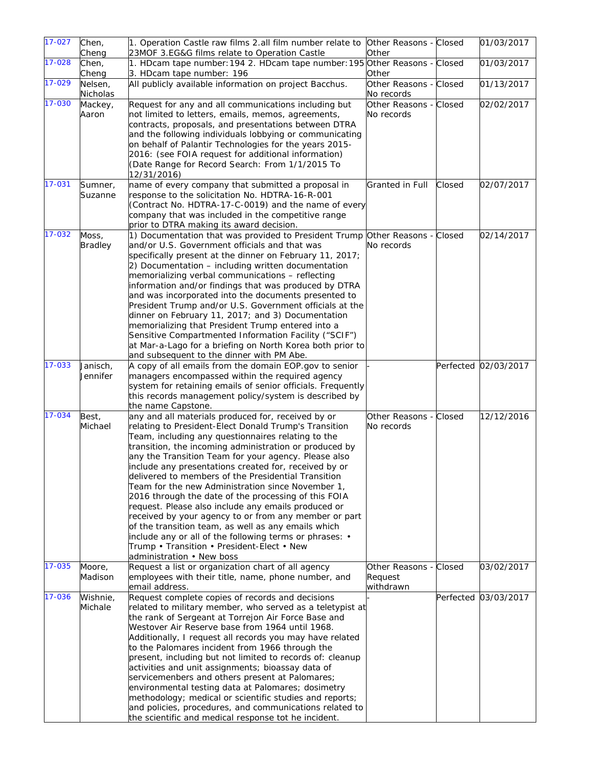| | | | | | |
|---|---|---|---|---|---|
| 17-027 | Chen, Cheng | 1. Operation Castle raw films 2.all film number relate to 23MOF 3.EG&G films relate to Operation Castle | Other Reasons - Other | Closed | 01/03/2017 |
| 17-028 | Chen, Cheng | 1. HDcam tape number:194 2. HDcam tape number:195 3. HDcam tape number: 196 | Other Reasons - Other | Closed | 01/03/2017 |
| 17-029 | Nelsen, Nicholas | All publicly available information on project Bacchus. | Other Reasons - No records | Closed | 01/13/2017 |
| 17-030 | Mackey, Aaron | Request for any and all communications including but not limited to letters, emails, memos, agreements, contracts, proposals, and presentations between DTRA and the following individuals lobbying or communicating on behalf of Palantir Technologies for the years 2015-2016: (see FOIA request for additional information) (Date Range for Record Search: From 1/1/2015 To 12/31/2016) | Other Reasons - No records | Closed | 02/02/2017 |
| 17-031 | Sumner, Suzanne | name of every company that submitted a proposal in response to the solicitation No. HDTRA-16-R-001 (Contract No. HDTRA-17-C-0019) and the name of every company that was included in the competitive range prior to DTRA making its award decision. | Granted in Full | Closed | 02/07/2017 |
| 17-032 | Moss, Bradley | 1) Documentation that was provided to President Trump and/or U.S. Government officials and that was specifically present at the dinner on February 11, 2017; 2) Documentation – including written documentation memorializing verbal communications – reflecting information and/or findings that was produced by DTRA and was incorporated into the documents presented to President Trump and/or U.S. Government officials at the dinner on February 11, 2017; and 3) Documentation memorializing that President Trump entered into a Sensitive Compartmented Information Facility ("SCIF") at Mar-a-Lago for a briefing on North Korea both prior to and subsequent to the dinner with PM Abe. | Other Reasons - No records | Closed | 02/14/2017 |
| 17-033 | Janisch, Jennifer | A copy of all emails from the domain EOP.gov to senior managers encompassed within the required agency system for retaining emails of senior officials. Frequently this records management policy/system is described by the name Capstone. | - | Perfected | 02/03/2017 |
| 17-034 | Best, Michael | any and all materials produced for, received by or relating to President-Elect Donald Trump's Transition Team, including any questionnaires relating to the transition, the incoming administration or produced by any the Transition Team for your agency. Please also include any presentations created for, received by or delivered to members of the Presidential Transition Team for the new Administration since November 1, 2016 through the date of the processing of this FOIA request. Please also include any emails produced or received by your agency to or from any member or part of the transition team, as well as any emails which include any or all of the following terms or phrases: • Trump • Transition • President-Elect • New administration • New boss | Other Reasons - No records | Closed | 12/12/2016 |
| 17-035 | Moore, Madison | Request a list or organization chart of all agency employees with their title, name, phone number, and email address. | Other Reasons - Request withdrawn | Closed | 03/02/2017 |
| 17-036 | Wishnie, Michale | Request complete copies of records and decisions related to military member, who served as a teletypist at the rank of Sergeant at Torrejon Air Force Base and Westover Air Reserve base from 1964 until 1968. Additionally, I request all records you may have related to the Palomares incident from 1966 through the present, including but not limited to records of: cleanup activities and unit assignments; bioassay data of servicemembers and others present at Palomares; environmental testing data at Palomares; dosimetry methodology; medical or scientific studies and reports; and policies, procedures, and communications related to the scientific and medical response tot he incident. | - | Perfected | 03/03/2017 |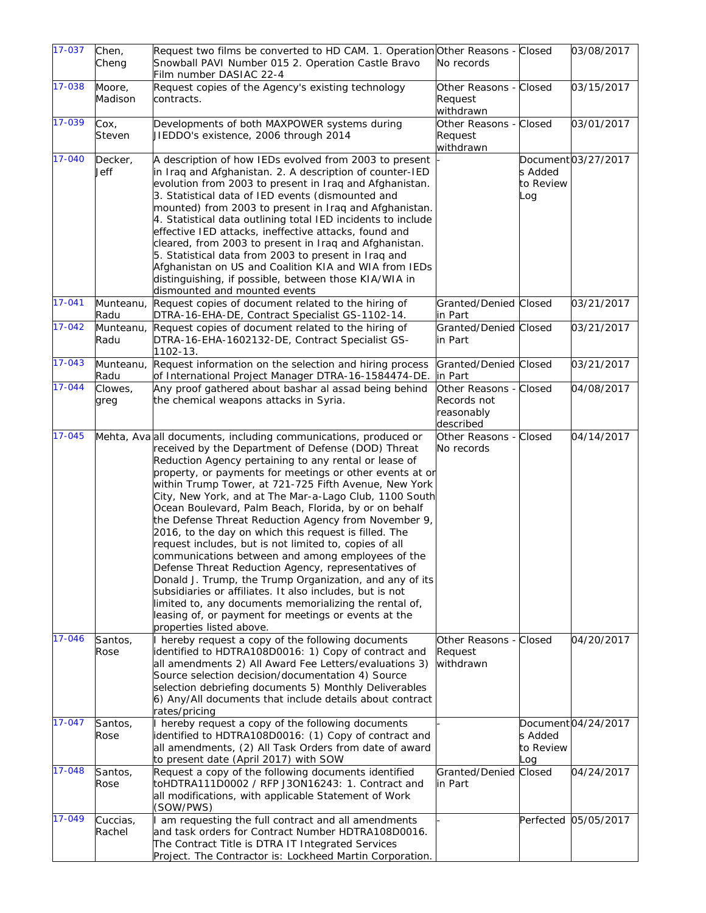| 17-037 | Chen, Cheng | Request two films be converted to HD CAM. 1. Operation Snowball PAVI Number 015 2. Operation Castle Bravo Film number DASIAC 22-4 | Other Reasons - No records | Closed | 03/08/2017 |
|---|---|---|---|---|---|
| 17-038 | Moore, Madison | Request copies of the Agency's existing technology contracts. | Other Reasons - Request withdrawn | Closed | 03/15/2017 |
| 17-039 | Cox, Steven | Developments of both MAXPOWER systems during JIEDDO's existence, 2006 through 2014 | Other Reasons - Request withdrawn | Closed | 03/01/2017 |
| 17-040 | Decker, Jeff | A description of how IEDs evolved from 2003 to present in Iraq and Afghanistan. 2. A description of counter-IED evolution from 2003 to present in Iraq and Afghanistan. 3. Statistical data of IED events (dismounted and mounted) from 2003 to present in Iraq and Afghanistan. 4. Statistical data outlining total IED incidents to include effective IED attacks, ineffective attacks, found and cleared, from 2003 to present in Iraq and Afghanistan. 5. Statistical data from 2003 to present in Iraq and Afghanistan on US and Coalition KIA and WIA from IEDs distinguishing, if possible, between those KIA/WIA in dismounted and mounted events | - | Documents Added to Review Log | 03/27/2017 |
| 17-041 | Munteanu, Radu | Request copies of document related to the hiring of DTRA-16-EHA-DE, Contract Specialist GS-1102-14. | Granted/Denied in Part | Closed | 03/21/2017 |
| 17-042 | Munteanu, Radu | Request copies of document related to the hiring of DTRA-16-EHA-1602132-DE, Contract Specialist GS-1102-13. | Granted/Denied in Part | Closed | 03/21/2017 |
| 17-043 | Munteanu, Radu | Request information on the selection and hiring process of International Project Manager DTRA-16-1584474-DE. | Granted/Denied in Part | Closed | 03/21/2017 |
| 17-044 | Clowes, greg | Any proof gathered about bashar al assad being behind the chemical weapons attacks in Syria. | Other Reasons - Records not reasonably described | Closed | 04/08/2017 |
| 17-045 | Mehta, Ava | all documents, including communications, produced or received by the Department of Defense (DOD) Threat Reduction Agency pertaining to any rental or lease of property, or payments for meetings or other events at or within Trump Tower, at 721-725 Fifth Avenue, New York City, New York, and at The Mar-a-Lago Club, 1100 South Ocean Boulevard, Palm Beach, Florida, by or on behalf the Defense Threat Reduction Agency from November 9, 2016, to the day on which this request is filled. The request includes, but is not limited to, copies of all communications between and among employees of the Defense Threat Reduction Agency, representatives of Donald J. Trump, the Trump Organization, and any of its subsidiaries or affiliates. It also includes, but is not limited to, any documents memorializing the rental of, leasing of, or payment for meetings or events at the properties listed above. | Other Reasons - No records | Closed | 04/14/2017 |
| 17-046 | Santos, Rose | I hereby request a copy of the following documents identified to HDTRA108D0016: 1) Copy of contract and all amendments 2) All Award Fee Letters/evaluations 3) Source selection decision/documentation 4) Source selection debriefing documents 5) Monthly Deliverables 6) Any/All documents that include details about contract rates/pricing | Other Reasons - Request withdrawn | Closed | 04/20/2017 |
| 17-047 | Santos, Rose | I hereby request a copy of the following documents identified to HDTRA108D0016: (1) Copy of contract and all amendments, (2) All Task Orders from date of award to present date (April 2017) with SOW | - | Documents Added to Review Log | 04/24/2017 |
| 17-048 | Santos, Rose | Request a copy of the following documents identified toHDTRA111D0002 / RFP J3ON16243: 1. Contract and all modifications, with applicable Statement of Work (SOW/PWS) | Granted/Denied in Part | Closed | 04/24/2017 |
| 17-049 | Cuccias, Rachel | I am requesting the full contract and all amendments and task orders for Contract Number HDTRA108D0016. The Contract Title is DTRA IT Integrated Services Project. The Contractor is: Lockheed Martin Corporation. | - | Perfected | 05/05/2017 |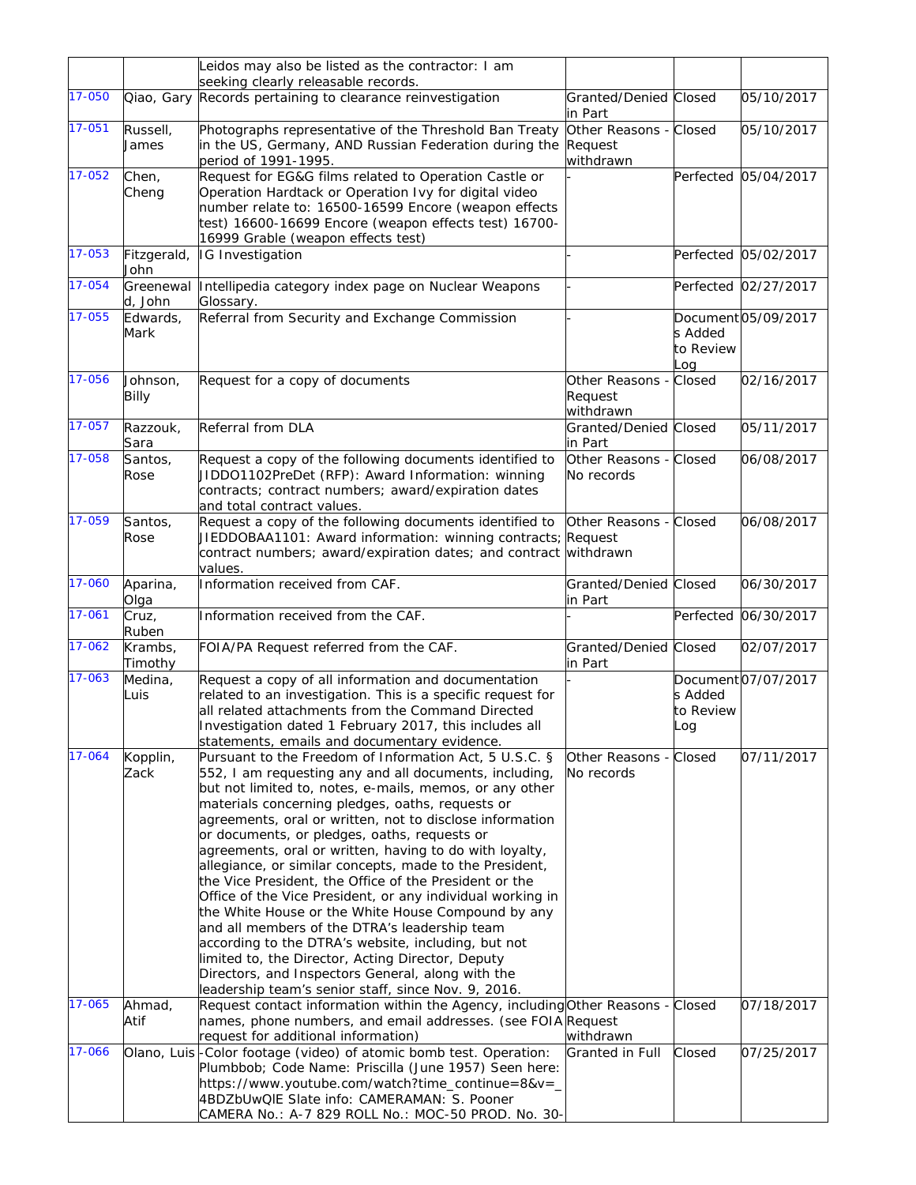| | | | | | |
|---|---|---|---|---|---|
| | | Leidos may also be listed as the contractor: I am seeking clearly releasable records. | | | |
| 17-050 | Qiao, Gary | Records pertaining to clearance reinvestigation | Granted/Denied in Part | Closed | 05/10/2017 |
| 17-051 | Russell, James | Photographs representative of the Threshold Ban Treaty in the US, Germany, AND Russian Federation during the period of 1991-1995. | Other Reasons - Request withdrawn | Closed | 05/10/2017 |
| 17-052 | Chen, Cheng | Request for EG&G films related to Operation Castle or Operation Hardtack or Operation Ivy for digital video number relate to: 16500-16599 Encore (weapon effects test) 16600-16699 Encore (weapon effects test) 16700-16999 Grable (weapon effects test) | - | Perfected | 05/04/2017 |
| 17-053 | Fitzgerald, John | IG Investigation | - | Perfected | 05/02/2017 |
| 17-054 | Greenewald, John | Intellipedia category index page on Nuclear Weapons Glossary. | - | Perfected | 02/27/2017 |
| 17-055 | Edwards, Mark | Referral from Security and Exchange Commission | - | Documents Added to Review Log | 05/09/2017 |
| 17-056 | Johnson, Billy | Request for a copy of documents | Other Reasons - Request withdrawn | Closed | 02/16/2017 |
| 17-057 | Razzouk, Sara | Referral from DLA | Granted/Denied in Part | Closed | 05/11/2017 |
| 17-058 | Santos, Rose | Request a copy of the following documents identified to JIDDO1102PreDet (RFP): Award Information: winning contracts; contract numbers; award/expiration dates and total contract values. | Other Reasons - No records | Closed | 06/08/2017 |
| 17-059 | Santos, Rose | Request a copy of the following documents identified to JIEDDOBAA1101: Award information: winning contracts; contract numbers; award/expiration dates; and contract values. | Other Reasons - Request withdrawn | Closed | 06/08/2017 |
| 17-060 | Aparina, Olga | Information received from CAF. | Granted/Denied in Part | Closed | 06/30/2017 |
| 17-061 | Cruz, Ruben | Information received from the CAF. | - | Perfected | 06/30/2017 |
| 17-062 | Krambs, Timothy | FOIA/PA Request referred from the CAF. | Granted/Denied in Part | Closed | 02/07/2017 |
| 17-063 | Medina, Luis | Request a copy of all information and documentation related to an investigation. This is a specific request for all related attachments from the Command Directed Investigation dated 1 February 2017, this includes all statements, emails and documentary evidence. | - | Documents Added to Review Log | 07/07/2017 |
| 17-064 | Kopplin, Zack | Pursuant to the Freedom of Information Act, 5 U.S.C. § 552, I am requesting any and all documents, including, but not limited to, notes, e-mails, memos, or any other materials concerning pledges, oaths, requests or agreements, oral or written, not to disclose information or documents, or pledges, oaths, requests or agreements, oral or written, having to do with loyalty, allegiance, or similar concepts, made to the President, the Vice President, the Office of the President or the Office of the Vice President, or any individual working in the White House or the White House Compound by any and all members of the DTRA's leadership team according to the DTRA's website, including, but not limited to, the Director, Acting Director, Deputy Directors, and Inspectors General, along with the leadership team's senior staff, since Nov. 9, 2016. | Other Reasons - No records | Closed | 07/11/2017 |
| 17-065 | Ahmad, Atif | Request contact information within the Agency, including names, phone numbers, and email addresses. (see FOIA request for additional information) | Other Reasons - Request withdrawn | Closed | 07/18/2017 |
| 17-066 | Olano, Luis | -Color footage (video) of atomic bomb test. Operation: Plumbbob; Code Name: Priscilla (June 1957) Seen here: https://www.youtube.com/watch?time_continue=8&v=_4BDZbUwQlE Slate info: CAMERAMAN: S. Pooner CAMERA No.: A-7 829 ROLL No.: MOC-50 PROD. No. 30- | Granted in Full | Closed | 07/25/2017 |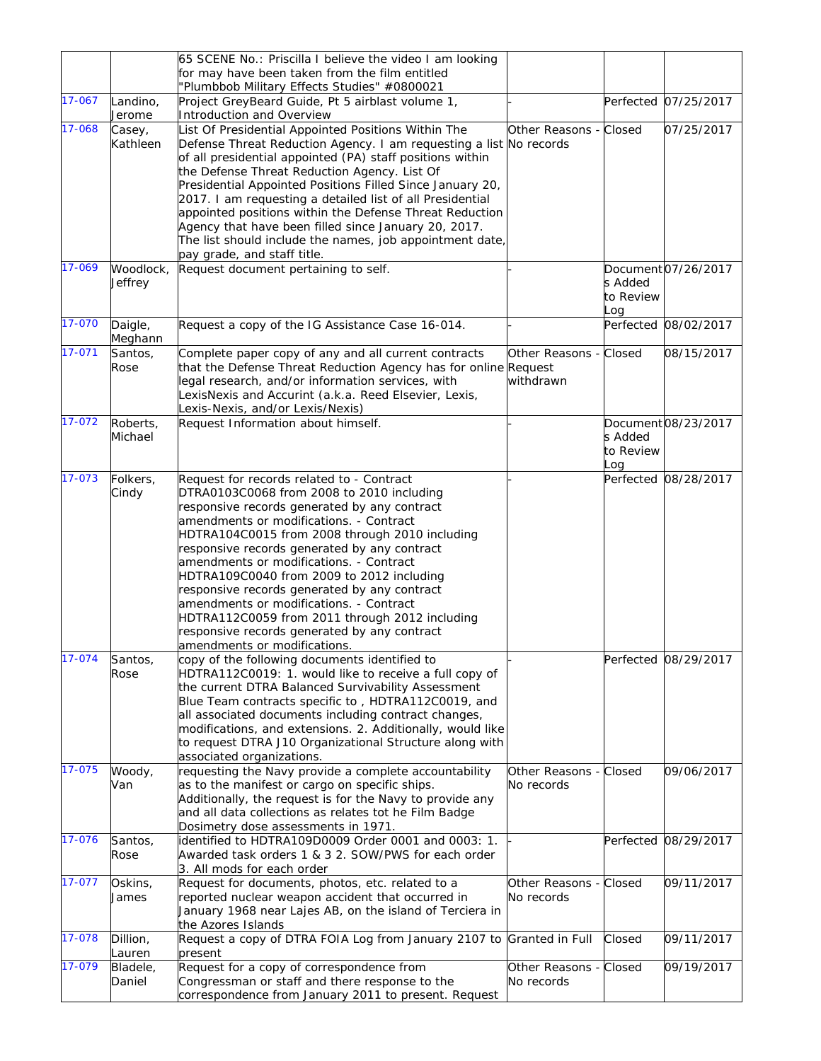|  |  | 65 SCENE No.: Priscilla I believe the video I am looking for may have been taken from the film entitled "Plumbbob Military Effects Studies" #0800021 |  |  |  |
|---|---|---|---|---|---|
| 17-067 | Landino, Jerome | Project GreyBeard Guide, Pt 5 airblast volume 1, Introduction and Overview | - | Perfected | 07/25/2017 |
| 17-068 | Casey, Kathleen | List Of Presidential Appointed Positions Within The Defense Threat Reduction Agency. I am requesting a list of all presidential appointed (PA) staff positions within the Defense Threat Reduction Agency. List Of Presidential Appointed Positions Filled Since January 20, 2017. I am requesting a detailed list of all Presidential appointed positions within the Defense Threat Reduction Agency that have been filled since January 20, 2017. The list should include the names, job appointment date, pay grade, and staff title. | Other Reasons - No records | Closed | 07/25/2017 |
| 17-069 | Woodlock, Jeffrey | Request document pertaining to self. | - | Documents Added to Review Log | 07/26/2017 |
| 17-070 | Daigle, Meghann | Request a copy of the IG Assistance Case 16-014. | - | Perfected | 08/02/2017 |
| 17-071 | Santos, Rose | Complete paper copy of any and all current contracts that the Defense Threat Reduction Agency has for online legal research, and/or information services, with LexisNexis and Accurint (a.k.a. Reed Elsevier, Lexis, Lexis-Nexis, and/or Lexis/Nexis) | Other Reasons - Request withdrawn | Closed | 08/15/2017 |
| 17-072 | Roberts, Michael | Request Information about himself. | - | Documents Added to Review Log | 08/23/2017 |
| 17-073 | Folkers, Cindy | Request for records related to - Contract DTRA0103C0068 from 2008 to 2010 including responsive records generated by any contract amendments or modifications. - Contract HDTRA104C0015 from 2008 through 2010 including responsive records generated by any contract amendments or modifications. - Contract HDTRA109C0040 from 2009 to 2012 including responsive records generated by any contract amendments or modifications. - Contract HDTRA112C0059 from 2011 through 2012 including responsive records generated by any contract amendments or modifications. | - | Perfected | 08/28/2017 |
| 17-074 | Santos, Rose | copy of the following documents identified to HDTRA112C0019: 1. would like to receive a full copy of the current DTRA Balanced Survivability Assessment Blue Team contracts specific to , HDTRA112C0019, and all associated documents including contract changes, modifications, and extensions. 2. Additionally, would like to request DTRA J10 Organizational Structure along with associated organizations. | - | Perfected | 08/29/2017 |
| 17-075 | Woody, Van | requesting the Navy provide a complete accountability as to the manifest or cargo on specific ships. Additionally, the request is for the Navy to provide any and all data collections as relates tot he Film Badge Dosimetry dose assessments in 1971. | Other Reasons - No records | Closed | 09/06/2017 |
| 17-076 | Santos, Rose | identified to HDTRA109D0009 Order 0001 and 0003: 1. Awarded task orders 1 & 3 2. SOW/PWS for each order 3. All mods for each order | - | Perfected | 08/29/2017 |
| 17-077 | Oskins, James | Request for documents, photos, etc. related to a reported nuclear weapon accident that occurred in January 1968 near Lajes AB, on the island of Terciera in the Azores Islands | Other Reasons - No records | Closed | 09/11/2017 |
| 17-078 | Dillion, Lauren | Request a copy of DTRA FOIA Log from January 2107 to present | Granted in Full | Closed | 09/11/2017 |
| 17-079 | Bladele, Daniel | Request for a copy of correspondence from Congressman or staff and there response to the correspondence from January 2011 to present. Request | Other Reasons - No records | Closed | 09/19/2017 |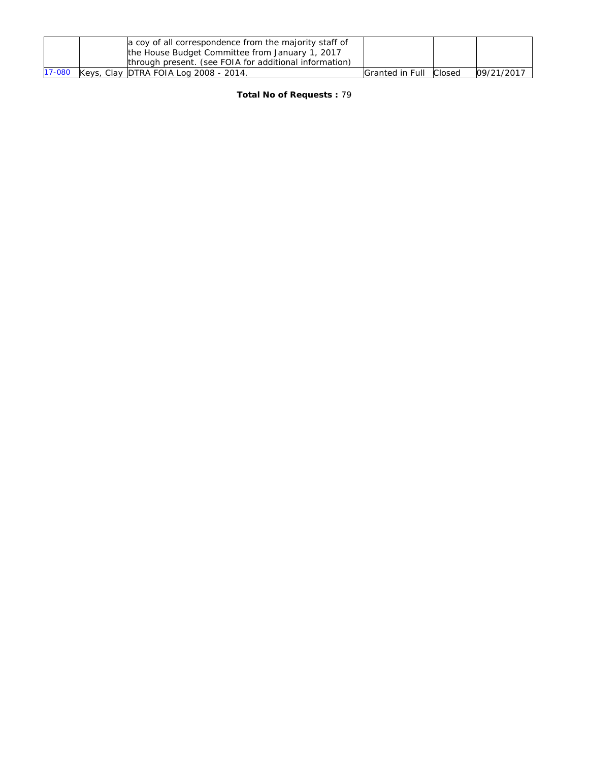| | | | | | |
|---|---|---|---|---|---|
| | | a coy of all correspondence from the majority staff of the House Budget Committee from January 1, 2017 through present. (see FOIA for additional information) | | | |
| 17-080 | Keys, Clay | DTRA FOIA Log 2008 - 2014. | Granted in Full | Closed | 09/21/2017 |

**Total No of Requests :** 79